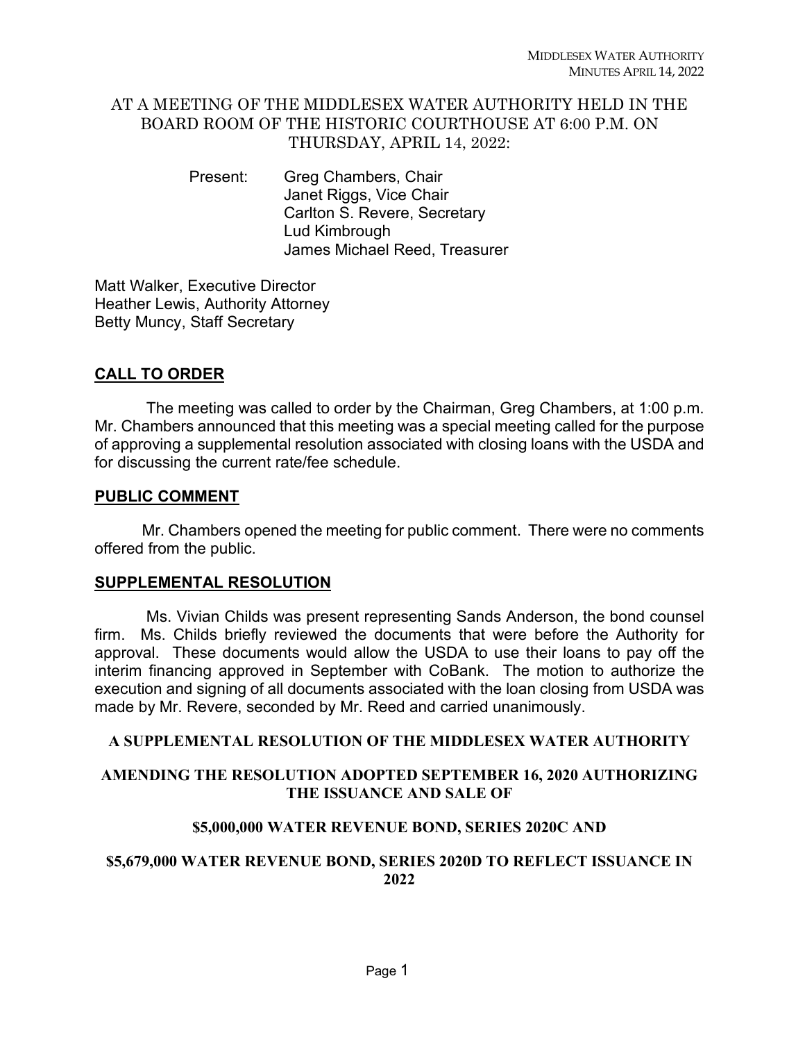AT A MEETING OF THE MIDDLESEX WATER AUTHORITY HELD IN THE BOARD ROOM OF THE HISTORIC COURTHOUSE AT 6:00 P.M. ON THURSDAY, APRIL 14, 2022:

Present: Greg Chambers, Chair
Janet Riggs, Vice Chair
Carlton S. Revere, Secretary
Lud Kimbrough
James Michael Reed, Treasurer

Matt Walker, Executive Director
Heather Lewis, Authority Attorney
Betty Muncy, Staff Secretary

## CALL TO ORDER

The meeting was called to order by the Chairman, Greg Chambers, at 1:00 p.m. Mr. Chambers announced that this meeting was a special meeting called for the purpose of approving a supplemental resolution associated with closing loans with the USDA and for discussing the current rate/fee schedule.

## PUBLIC COMMENT

Mr. Chambers opened the meeting for public comment. There were no comments offered from the public.

## SUPPLEMENTAL RESOLUTION

Ms. Vivian Childs was present representing Sands Anderson, the bond counsel firm. Ms. Childs briefly reviewed the documents that were before the Authority for approval. These documents would allow the USDA to use their loans to pay off the interim financing approved in September with CoBank. The motion to authorize the execution and signing of all documents associated with the loan closing from USDA was made by Mr. Revere, seconded by Mr. Reed and carried unanimously.

**A SUPPLEMENTAL RESOLUTION OF THE MIDDLESEX WATER AUTHORITY**

**AMENDING THE RESOLUTION ADOPTED SEPTEMBER 16, 2020 AUTHORIZING THE ISSUANCE AND SALE OF**

**$5,000,000 WATER REVENUE BOND, SERIES 2020C AND**

**$5,679,000 WATER REVENUE BOND, SERIES 2020D TO REFLECT ISSUANCE IN 2022**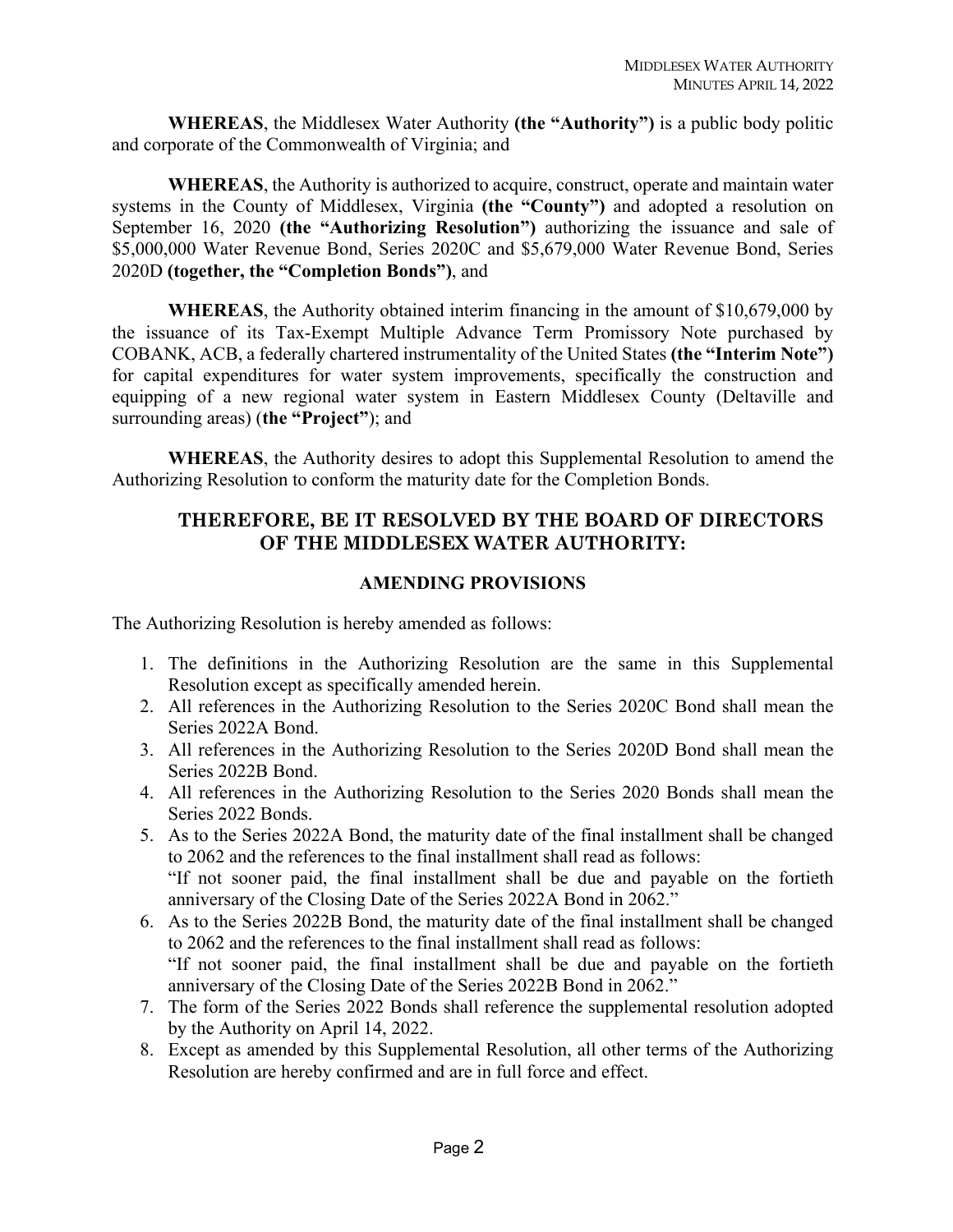**WHEREAS**, the Middlesex Water Authority **(the "Authority")** is a public body politic and corporate of the Commonwealth of Virginia; and

**WHEREAS**, the Authority is authorized to acquire, construct, operate and maintain water systems in the County of Middlesex, Virginia **(the "County")** and adopted a resolution on September 16, 2020 **(the "Authorizing Resolution")** authorizing the issuance and sale of $5,000,000 Water Revenue Bond, Series 2020C and $5,679,000 Water Revenue Bond, Series 2020D **(together, the "Completion Bonds")**, and

**WHEREAS**, the Authority obtained interim financing in the amount of $10,679,000 by the issuance of its Tax-Exempt Multiple Advance Term Promissory Note purchased by COBANK, ACB, a federally chartered instrumentality of the United States **(the "Interim Note")** for capital expenditures for water system improvements, specifically the construction and equipping of a new regional water system in Eastern Middlesex County (Deltaville and surrounding areas) (**the "Project"**); and

**WHEREAS**, the Authority desires to adopt this Supplemental Resolution to amend the Authorizing Resolution to conform the maturity date for the Completion Bonds.

## THEREFORE, BE IT RESOLVED BY THE BOARD OF DIRECTORS OF THE MIDDLESEX WATER AUTHORITY:

### AMENDING PROVISIONS

The Authorizing Resolution is hereby amended as follows:

1. The definitions in the Authorizing Resolution are the same in this Supplemental Resolution except as specifically amended herein.
2. All references in the Authorizing Resolution to the Series 2020C Bond shall mean the Series 2022A Bond.
3. All references in the Authorizing Resolution to the Series 2020D Bond shall mean the Series 2022B Bond.
4. All references in the Authorizing Resolution to the Series 2020 Bonds shall mean the Series 2022 Bonds.
5. As to the Series 2022A Bond, the maturity date of the final installment shall be changed to 2062 and the references to the final installment shall read as follows:
   "If not sooner paid, the final installment shall be due and payable on the fortieth anniversary of the Closing Date of the Series 2022A Bond in 2062."
6. As to the Series 2022B Bond, the maturity date of the final installment shall be changed to 2062 and the references to the final installment shall read as follows:
   "If not sooner paid, the final installment shall be due and payable on the fortieth anniversary of the Closing Date of the Series 2022B Bond in 2062."
7. The form of the Series 2022 Bonds shall reference the supplemental resolution adopted by the Authority on April 14, 2022.
8. Except as amended by this Supplemental Resolution, all other terms of the Authorizing Resolution are hereby confirmed and are in full force and effect.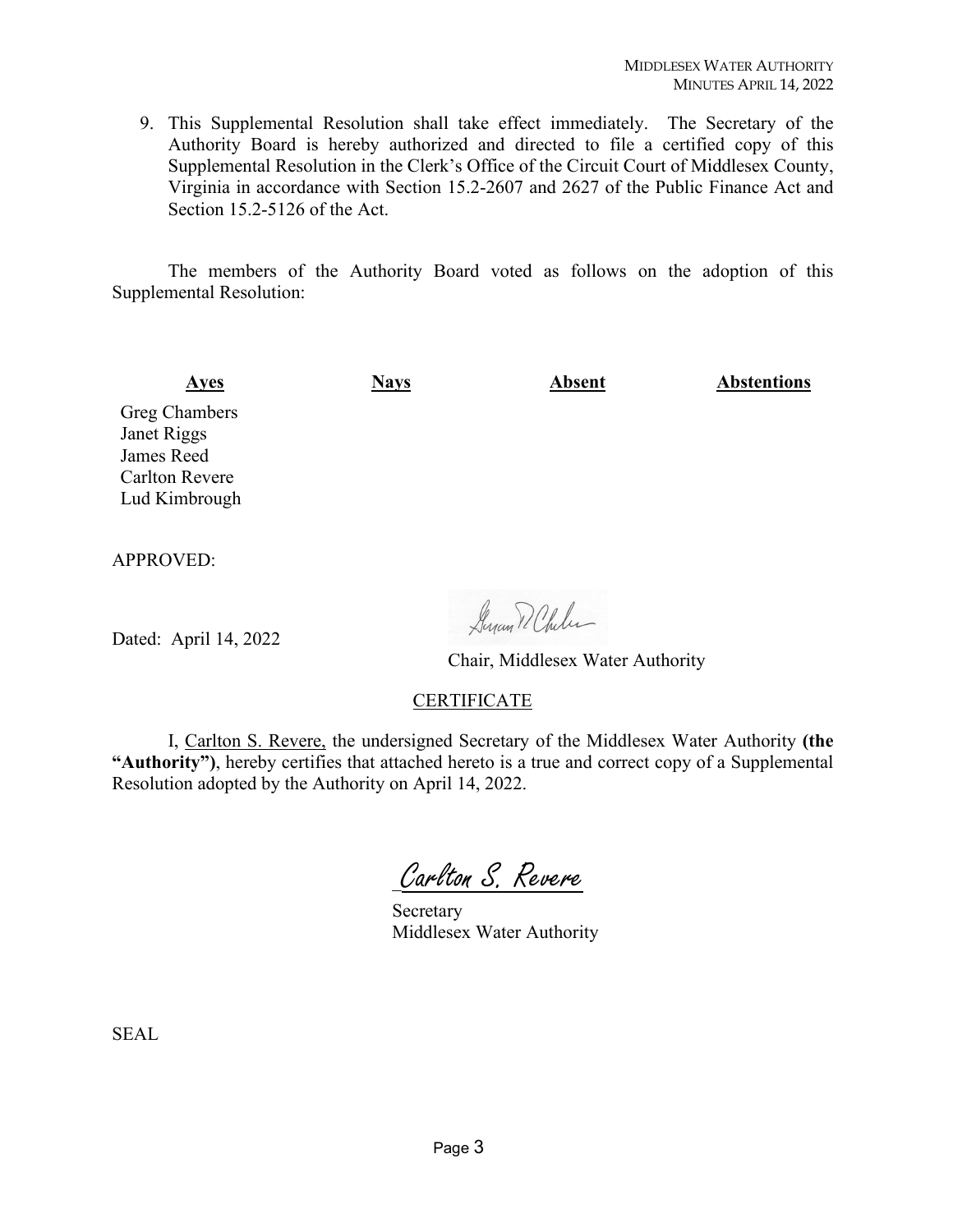9. This Supplemental Resolution shall take effect immediately. The Secretary of the Authority Board is hereby authorized and directed to file a certified copy of this Supplemental Resolution in the Clerk's Office of the Circuit Court of Middlesex County, Virginia in accordance with Section 15.2-2607 and 2627 of the Public Finance Act and Section 15.2-5126 of the Act.

The members of the Authority Board voted as follows on the adoption of this Supplemental Resolution:

| **Ayes** | **Nays** | **Absent** | **Abstentions** |
|---|---|---|---|
| Greg Chambers | | | |
| Janet Riggs | | | |
| James Reed | | | |
| Carlton Revere | | | |
| Lud Kimbrough | | | |

APPROVED:

Dated: April 14, 2022

Chair, Middlesex Water Authority

CERTIFICATE

I, Carlton S. Revere, the undersigned Secretary of the Middlesex Water Authority **(the "Authority")**, hereby certifies that attached hereto is a true and correct copy of a Supplemental Resolution adopted by the Authority on April 14, 2022.

Carlton S. Revere

Secretary
Middlesex Water Authority

SEAL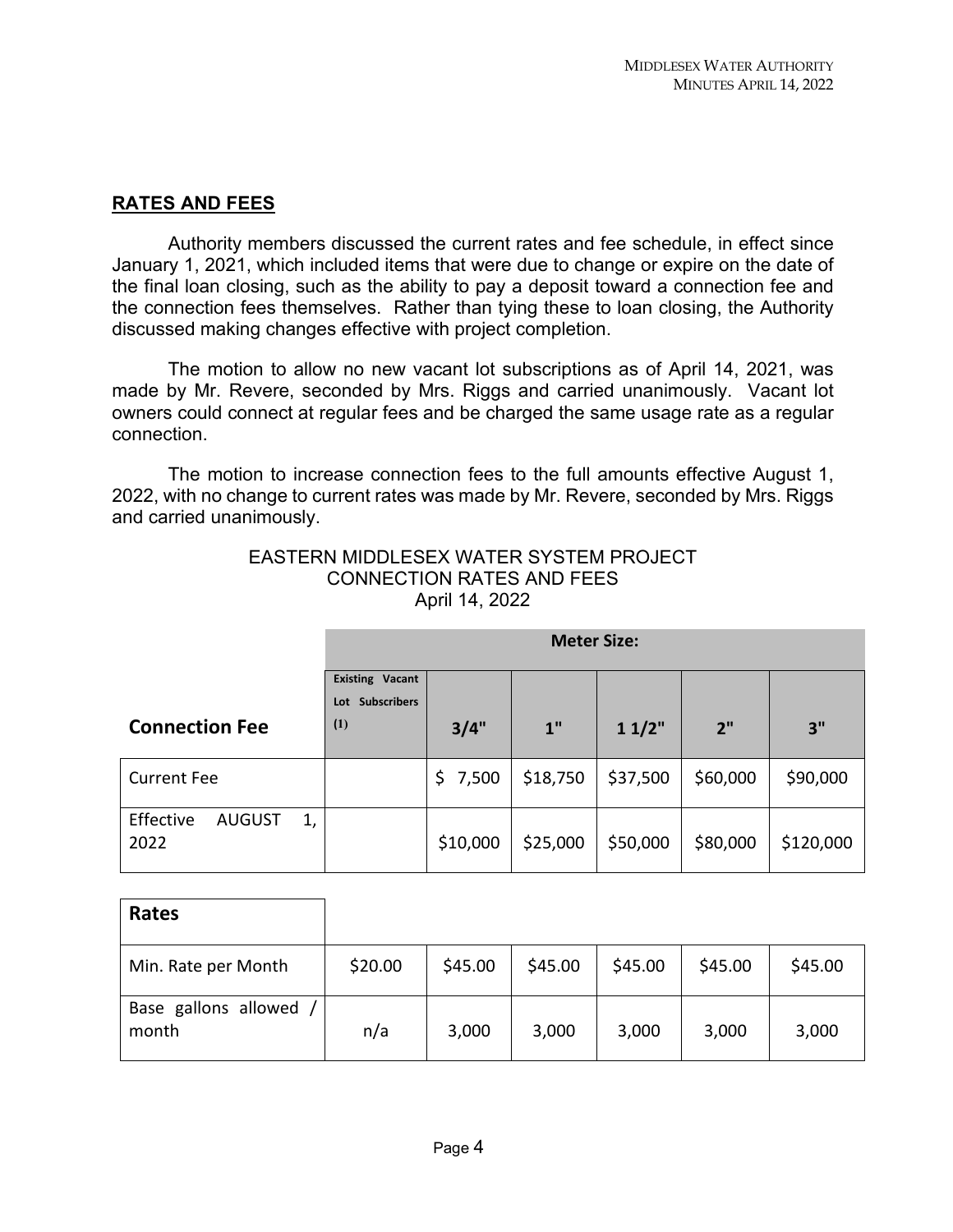## RATES AND FEES

Authority members discussed the current rates and fee schedule, in effect since January 1, 2021, which included items that were due to change or expire on the date of the final loan closing, such as the ability to pay a deposit toward a connection fee and the connection fees themselves. Rather than tying these to loan closing, the Authority discussed making changes effective with project completion.

The motion to allow no new vacant lot subscriptions as of April 14, 2021, was made by Mr. Revere, seconded by Mrs. Riggs and carried unanimously. Vacant lot owners could connect at regular fees and be charged the same usage rate as a regular connection.

The motion to increase connection fees to the full amounts effective August 1, 2022, with no change to current rates was made by Mr. Revere, seconded by Mrs. Riggs and carried unanimously.

EASTERN MIDDLESEX WATER SYSTEM PROJECT
CONNECTION RATES AND FEES
April 14, 2022

| | Meter Size: | | | | | |
|---|---|---|---|---|---|---|
| **Connection Fee** | Existing Vacant Lot Subscribers (1) | 3/4" | 1" | 1 1/2" | 2" | 3" |
| Current Fee | | $ 7,500 | $18,750 | $37,500 | $60,000 | $90,000 |
| Effective AUGUST 1, 2022 | | $10,000 | $25,000 | $50,000 | $80,000 | $120,000 |
| **Rates** | | | | | | |
| Min. Rate per Month | $20.00 | $45.00 | $45.00 | $45.00 | $45.00 | $45.00 |
| Base gallons allowed / month | n/a | 3,000 | 3,000 | 3,000 | 3,000 | 3,000 |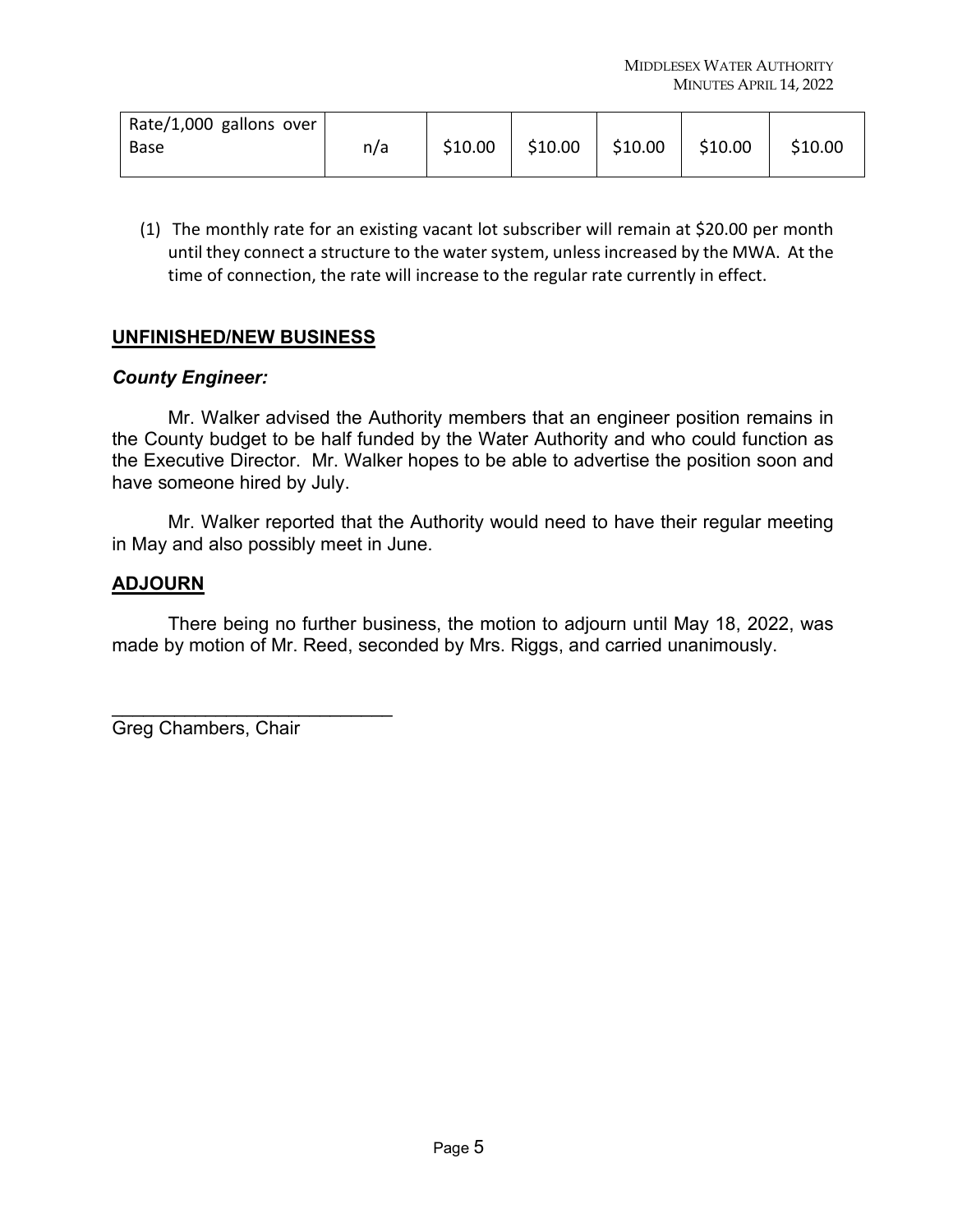| | | | | | | |
|---|---|---|---|---|---|---|
| Rate/1,000 gallons over Base | n/a | $10.00 | $10.00 | $10.00 | $10.00 | $10.00 |

(1) The monthly rate for an existing vacant lot subscriber will remain at $20.00 per month until they connect a structure to the water system, unless increased by the MWA. At the time of connection, the rate will increase to the regular rate currently in effect.

## UNFINISHED/NEW BUSINESS

### *County Engineer:*

Mr. Walker advised the Authority members that an engineer position remains in the County budget to be half funded by the Water Authority and who could function as the Executive Director. Mr. Walker hopes to be able to advertise the position soon and have someone hired by July.

Mr. Walker reported that the Authority would need to have their regular meeting in May and also possibly meet in June.

## ADJOURN

There being no further business, the motion to adjourn until May 18, 2022, was made by motion of Mr. Reed, seconded by Mrs. Riggs, and carried unanimously.

___________________________
Greg Chambers, Chair